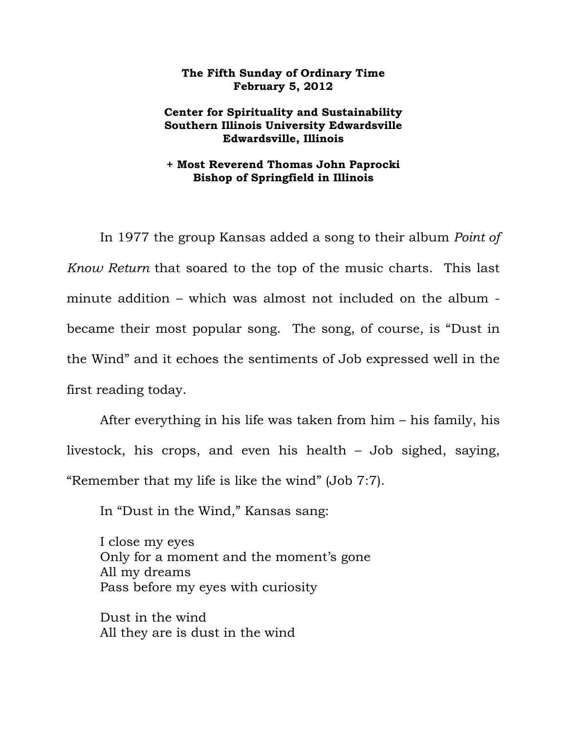**The Fifth Sunday of Ordinary Time**
**February 5, 2012**

**Center for Spirituality and Sustainability**
**Southern Illinois University Edwardsville**
**Edwardsville, Illinois**

**+ Most Reverend Thomas John Paprocki**
**Bishop of Springfield in Illinois**

In 1977 the group Kansas added a song to their album *Point of Know Return* that soared to the top of the music charts. This last minute addition – which was almost not included on the album - became their most popular song. The song, of course, is "Dust in the Wind" and it echoes the sentiments of Job expressed well in the first reading today.

After everything in his life was taken from him – his family, his livestock, his crops, and even his health – Job sighed, saying, "Remember that my life is like the wind" (Job 7:7).

In "Dust in the Wind," Kansas sang:

I close my eyes
Only for a moment and the moment's gone
All my dreams
Pass before my eyes with curiosity

Dust in the wind
All they are is dust in the wind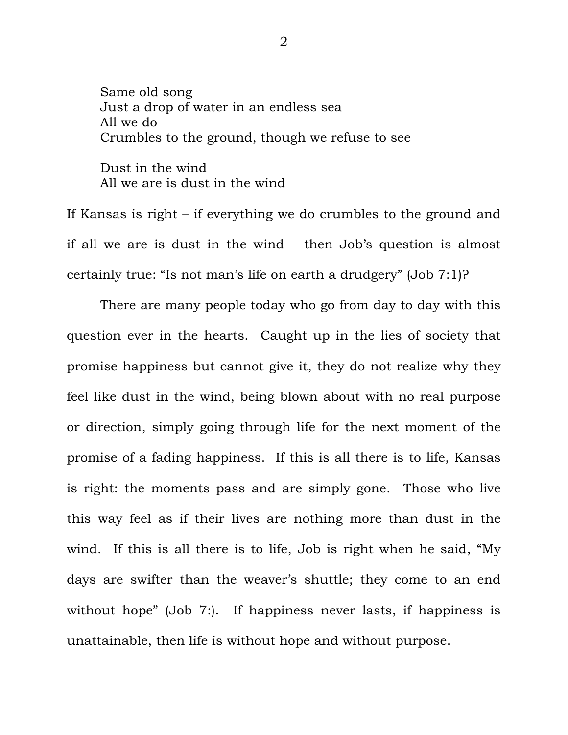> Same old song
> Just a drop of water in an endless sea
> All we do
> Crumbles to the ground, though we refuse to see
>
> Dust in the wind
> All we are is dust in the wind

If Kansas is right – if everything we do crumbles to the ground and if all we are is dust in the wind – then Job's question is almost certainly true: "Is not man's life on earth a drudgery" (Job 7:1)?

There are many people today who go from day to day with this question ever in the hearts. Caught up in the lies of society that promise happiness but cannot give it, they do not realize why they feel like dust in the wind, being blown about with no real purpose or direction, simply going through life for the next moment of the promise of a fading happiness. If this is all there is to life, Kansas is right: the moments pass and are simply gone. Those who live this way feel as if their lives are nothing more than dust in the wind. If this is all there is to life, Job is right when he said, "My days are swifter than the weaver's shuttle; they come to an end without hope" (Job 7:). If happiness never lasts, if happiness is unattainable, then life is without hope and without purpose.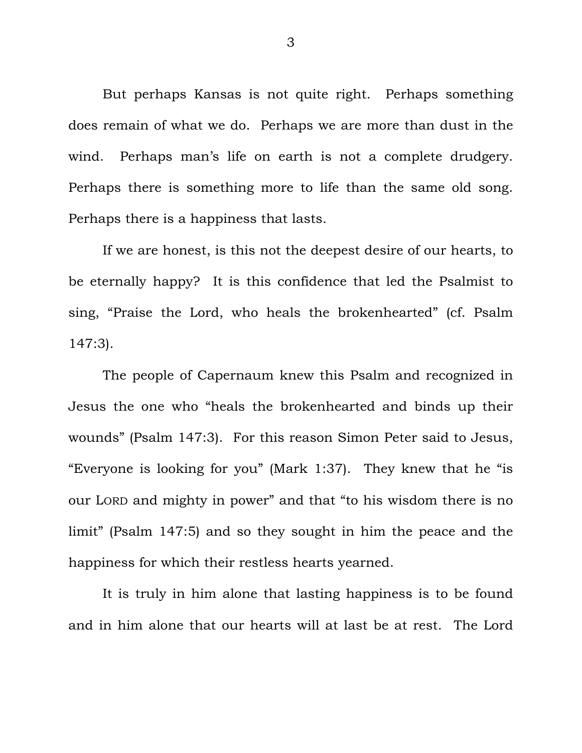But perhaps Kansas is not quite right. Perhaps something does remain of what we do. Perhaps we are more than dust in the wind. Perhaps man's life on earth is not a complete drudgery. Perhaps there is something more to life than the same old song. Perhaps there is a happiness that lasts.

If we are honest, is this not the deepest desire of our hearts, to be eternally happy? It is this confidence that led the Psalmist to sing, "Praise the Lord, who heals the brokenhearted" (cf. Psalm 147:3).

The people of Capernaum knew this Psalm and recognized in Jesus the one who "heals the brokenhearted and binds up their wounds" (Psalm 147:3). For this reason Simon Peter said to Jesus, "Everyone is looking for you" (Mark 1:37). They knew that he "is our LORD and mighty in power" and that "to his wisdom there is no limit" (Psalm 147:5) and so they sought in him the peace and the happiness for which their restless hearts yearned.

It is truly in him alone that lasting happiness is to be found and in him alone that our hearts will at last be at rest. The Lord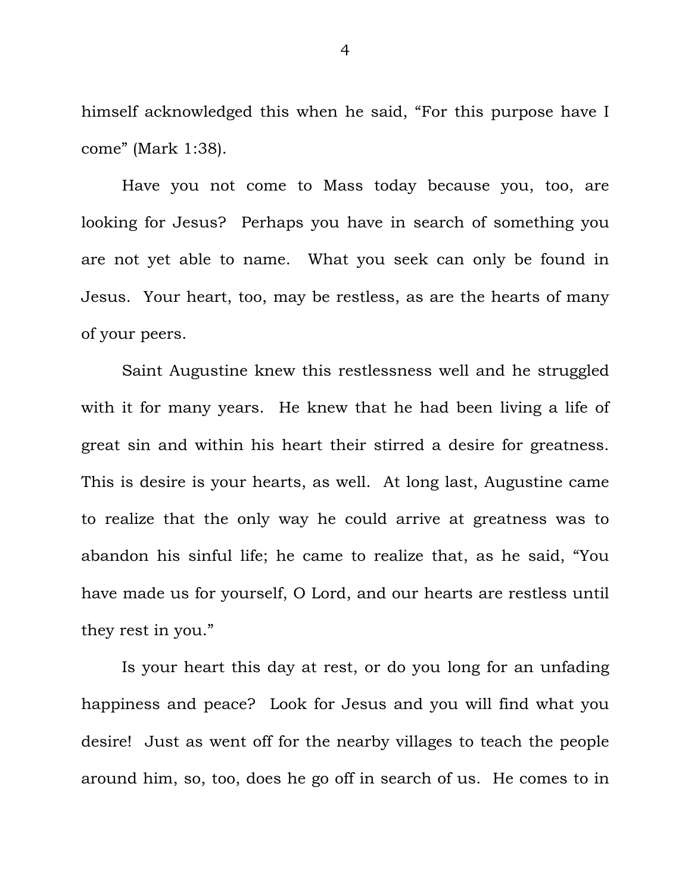himself acknowledged this when he said, "For this purpose have I come" (Mark 1:38).

Have you not come to Mass today because you, too, are looking for Jesus? Perhaps you have in search of something you are not yet able to name. What you seek can only be found in Jesus. Your heart, too, may be restless, as are the hearts of many of your peers.

Saint Augustine knew this restlessness well and he struggled with it for many years. He knew that he had been living a life of great sin and within his heart their stirred a desire for greatness. This is desire is your hearts, as well. At long last, Augustine came to realize that the only way he could arrive at greatness was to abandon his sinful life; he came to realize that, as he said, "You have made us for yourself, O Lord, and our hearts are restless until they rest in you."

Is your heart this day at rest, or do you long for an unfading happiness and peace? Look for Jesus and you will find what you desire! Just as went off for the nearby villages to teach the people around him, so, too, does he go off in search of us. He comes to in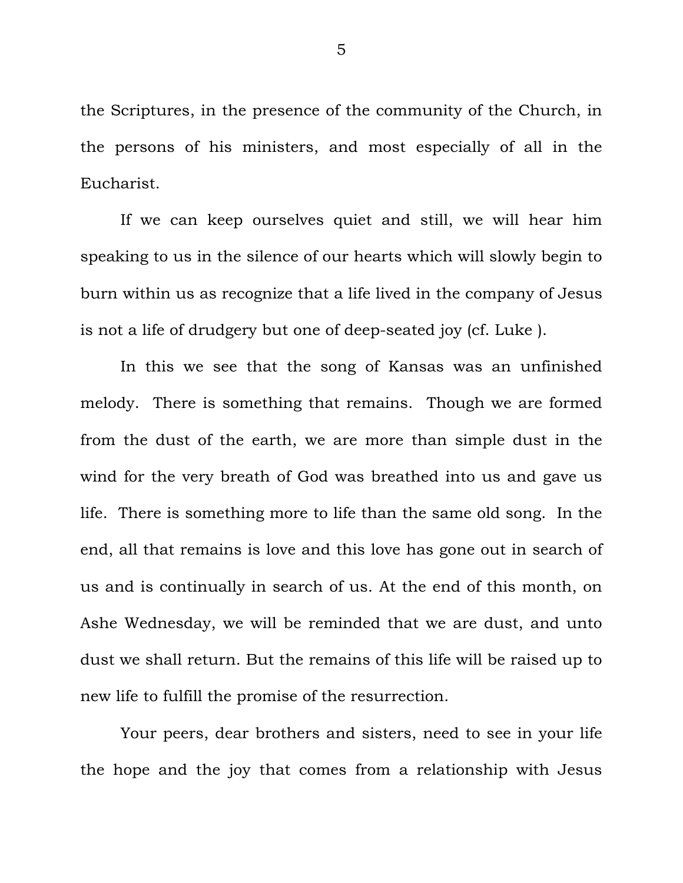the Scriptures, in the presence of the community of the Church, in the persons of his ministers, and most especially of all in the Eucharist.

If we can keep ourselves quiet and still, we will hear him speaking to us in the silence of our hearts which will slowly begin to burn within us as recognize that a life lived in the company of Jesus is not a life of drudgery but one of deep-seated joy (cf. Luke ).

In this we see that the song of Kansas was an unfinished melody. There is something that remains. Though we are formed from the dust of the earth, we are more than simple dust in the wind for the very breath of God was breathed into us and gave us life. There is something more to life than the same old song. In the end, all that remains is love and this love has gone out in search of us and is continually in search of us. At the end of this month, on Ashe Wednesday, we will be reminded that we are dust, and unto dust we shall return. But the remains of this life will be raised up to new life to fulfill the promise of the resurrection.

Your peers, dear brothers and sisters, need to see in your life the hope and the joy that comes from a relationship with Jesus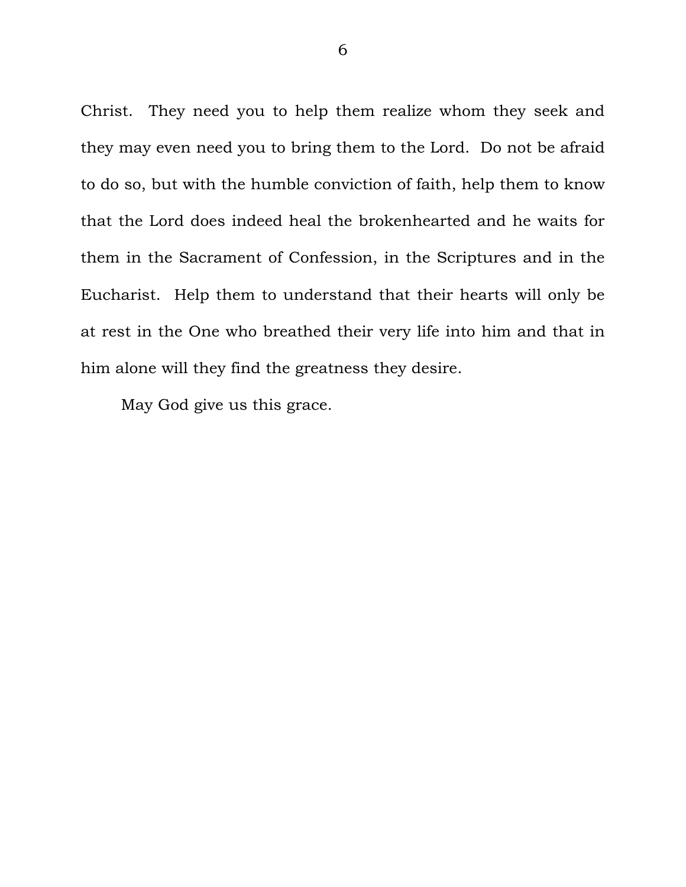Christ. They need you to help them realize whom they seek and they may even need you to bring them to the Lord. Do not be afraid to do so, but with the humble conviction of faith, help them to know that the Lord does indeed heal the brokenhearted and he waits for them in the Sacrament of Confession, in the Scriptures and in the Eucharist. Help them to understand that their hearts will only be at rest in the One who breathed their very life into him and that in him alone will they find the greatness they desire.

May God give us this grace.